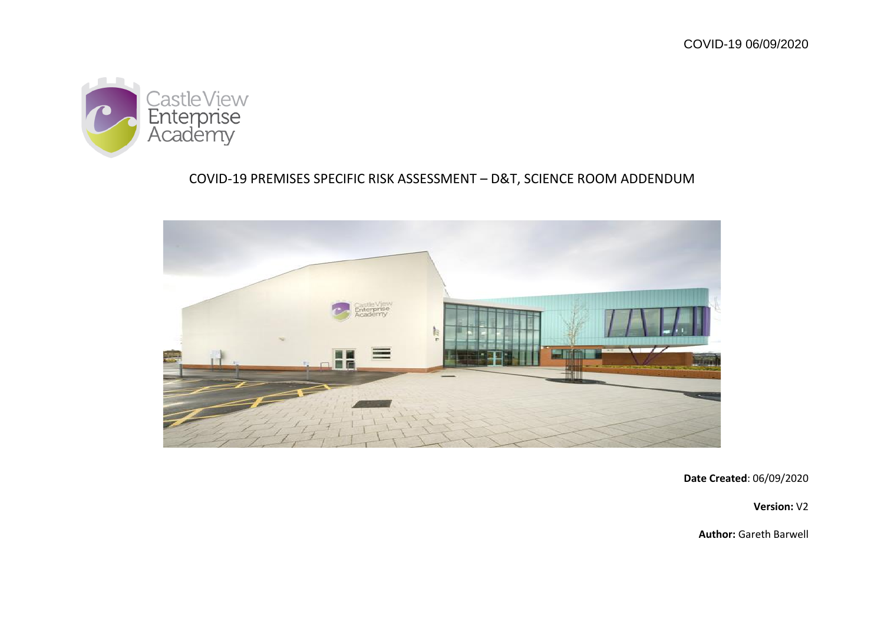COVID-19 06/09/2020

Castle View Enterprise Academy

# COVID-19 PREMISES SPECIFIC RISK ASSESSMENT – D&T, SCIENCE ROOM ADDENDUM

**Date Created**: 06/09/2020

**Version:** V2

**Author:** Gareth Barwell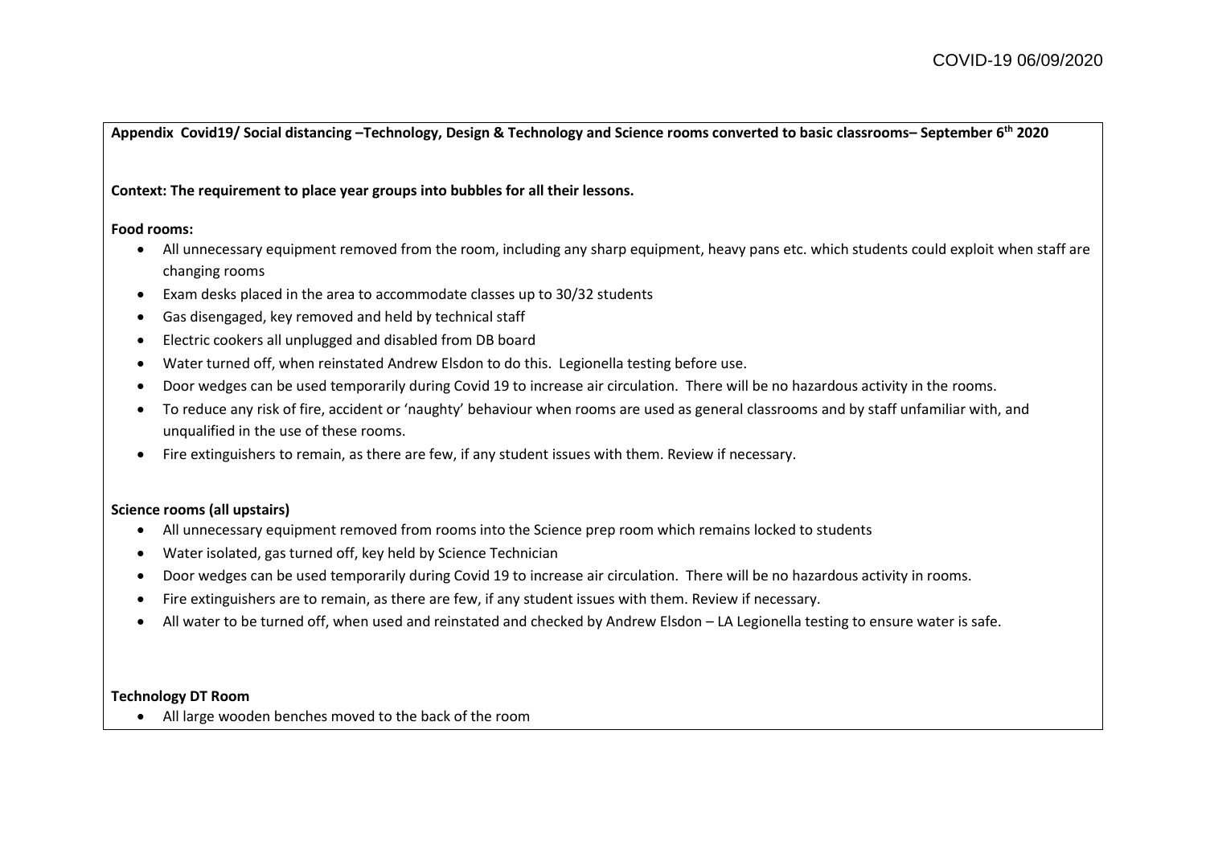**Appendix Covid19/ Social distancing –Technology, Design & Technology and Science rooms converted to basic classrooms– September 6th 2020**

**Context: The requirement to place year groups into bubbles for all their lessons.**

**Food rooms:**

- All unnecessary equipment removed from the room, including any sharp equipment, heavy pans etc. which students could exploit when staff are changing rooms
- Exam desks placed in the area to accommodate classes up to 30/32 students
- Gas disengaged, key removed and held by technical staff
- Electric cookers all unplugged and disabled from DB board
- Water turned off, when reinstated Andrew Elsdon to do this. Legionella testing before use.
- Door wedges can be used temporarily during Covid 19 to increase air circulation. There will be no hazardous activity in the rooms.
- To reduce any risk of fire, accident or 'naughty' behaviour when rooms are used as general classrooms and by staff unfamiliar with, and unqualified in the use of these rooms.
- Fire extinguishers to remain, as there are few, if any student issues with them. Review if necessary.

**Science rooms (all upstairs)**

- All unnecessary equipment removed from rooms into the Science prep room which remains locked to students
- Water isolated, gas turned off, key held by Science Technician
- Door wedges can be used temporarily during Covid 19 to increase air circulation. There will be no hazardous activity in rooms.
- Fire extinguishers are to remain, as there are few, if any student issues with them. Review if necessary.
- All water to be turned off, when used and reinstated and checked by Andrew Elsdon – LA Legionella testing to ensure water is safe.

**Technology DT Room**

- All large wooden benches moved to the back of the room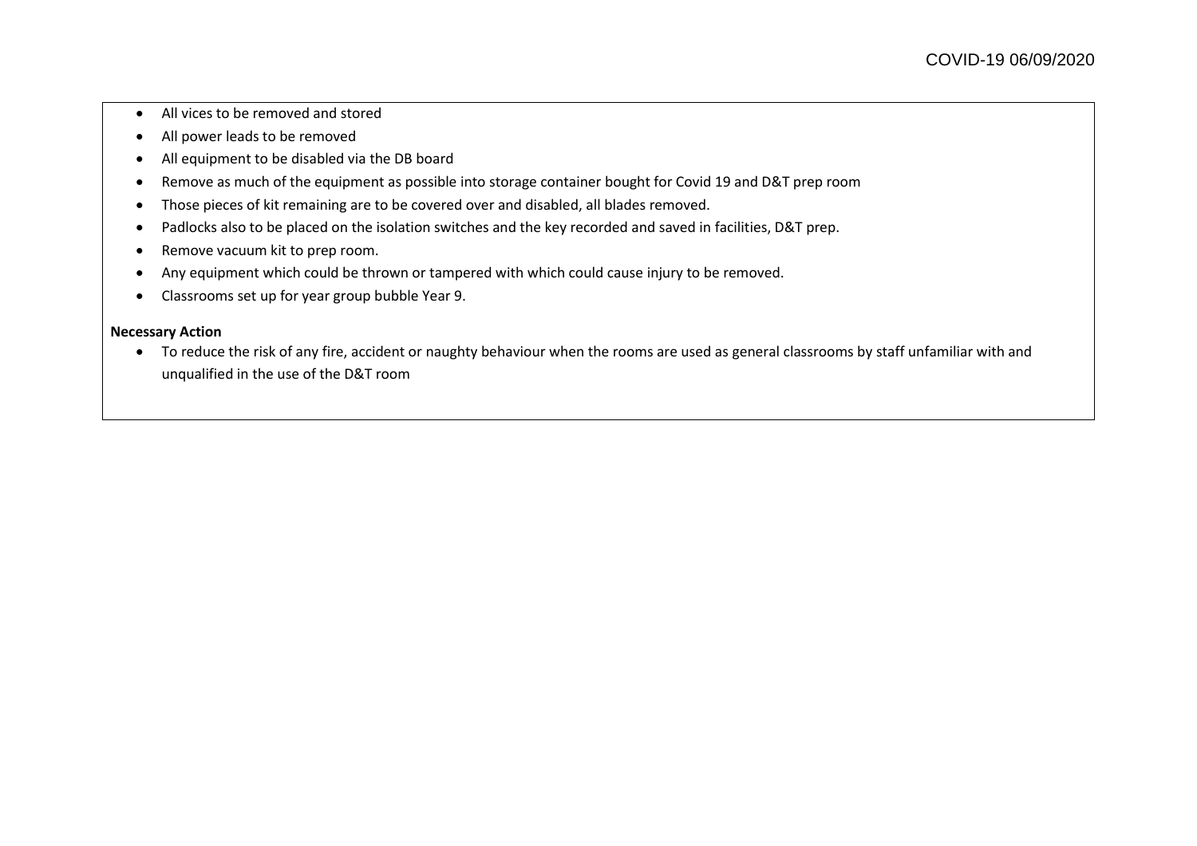- All vices to be removed and stored
- All power leads to be removed
- All equipment to be disabled via the DB board
- Remove as much of the equipment as possible into storage container bought for Covid 19 and D&T prep room
- Those pieces of kit remaining are to be covered over and disabled, all blades removed.
- Padlocks also to be placed on the isolation switches and the key recorded and saved in facilities, D&T prep.
- Remove vacuum kit to prep room.
- Any equipment which could be thrown or tampered with which could cause injury to be removed.
- Classrooms set up for year group bubble Year 9.

**Necessary Action**

- To reduce the risk of any fire, accident or naughty behaviour when the rooms are used as general classrooms by staff unfamiliar with and unqualified in the use of the D&T room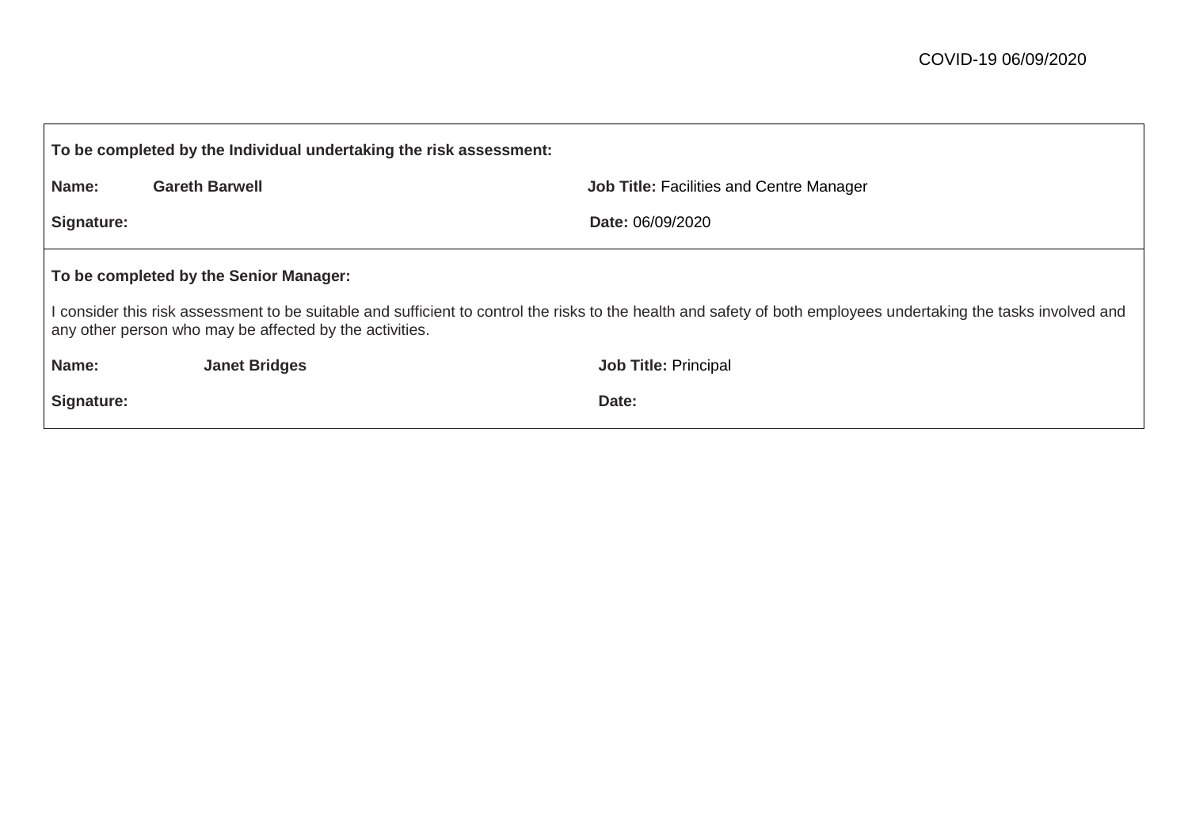| | |
|---|---|
| **To be completed by the Individual undertaking the risk assessment:** | |
| **Name: Gareth Barwell** | **Job Title:** Facilities and Centre Manager |
| **Signature:** | **Date:** 06/09/2020 |
| **To be completed by the Senior Manager:** | |
| I consider this risk assessment to be suitable and sufficient to control the risks to the health and safety of both employees undertaking the tasks involved and any other person who may be affected by the activities. | |
| **Name: Janet Bridges** | **Job Title:** Principal |
| **Signature:** | **Date:** |